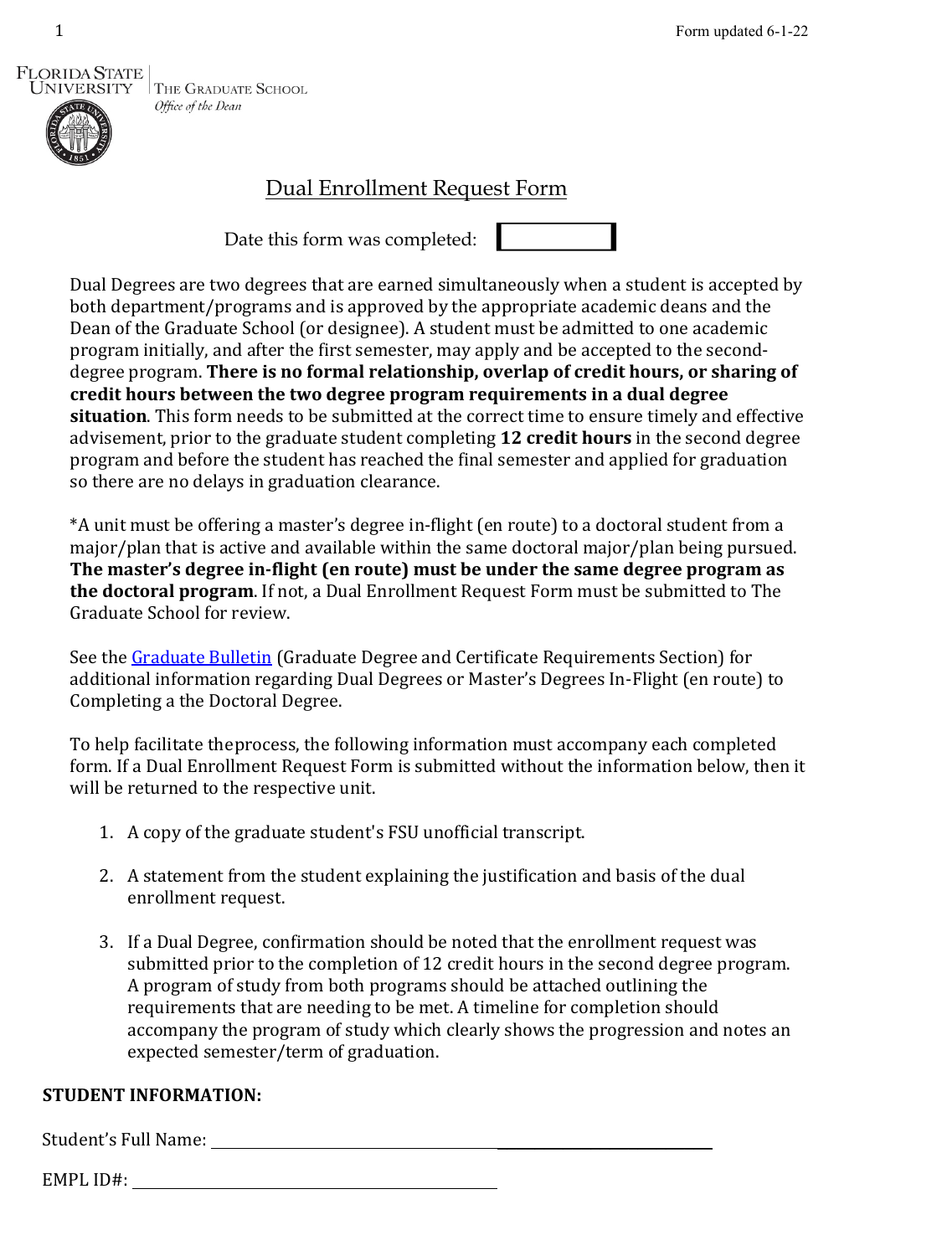Florida State University | The Graduate School
*Office of the Dean*

# Dual Enrollment Request Form

Date this form was completed: 

Dual Degrees are two degrees that are earned simultaneously when a student is accepted by both department/programs and is approved by the appropriate academic deans and the Dean of the Graduate School (or designee). A student must be admitted to one academic program initially, and after the first semester, may apply and be accepted to the second-degree program. **There is no formal relationship, overlap of credit hours, or sharing of credit hours between the two degree program requirements in a dual degree situation**. This form needs to be submitted at the correct time to ensure timely and effective advisement, prior to the graduate student completing **12 credit hours** in the second degree program and before the student has reached the final semester and applied for graduation so there are no delays in graduation clearance.

*A unit must be offering a master's degree in-flight (en route) to a doctoral student from a major/plan that is active and available within the same doctoral major/plan being pursued. **The master's degree in-flight (en route) must be under the same degree program as the doctoral program**. If not, a Dual Enrollment Request Form must be submitted to The Graduate School for review.

See the Graduate Bulletin (Graduate Degree and Certificate Requirements Section) for additional information regarding Dual Degrees or Master's Degrees In-Flight (en route) to Completing a the Doctoral Degree.

To help facilitate theprocess, the following information must accompany each completed form. If a Dual Enrollment Request Form is submitted without the information below, then it will be returned to the respective unit.

1. A copy of the graduate student's FSU unofficial transcript.
2. A statement from the student explaining the justification and basis of the dual enrollment request.
3. If a Dual Degree, confirmation should be noted that the enrollment request was submitted prior to the completion of 12 credit hours in the second degree program. A program of study from both programs should be attached outlining the requirements that are needing to be met. A timeline for completion should accompany the program of study which clearly shows the progression and notes an expected semester/term of graduation.

**STUDENT INFORMATION:**

Student's Full Name: ______________________________

EMPL ID#: ______________________________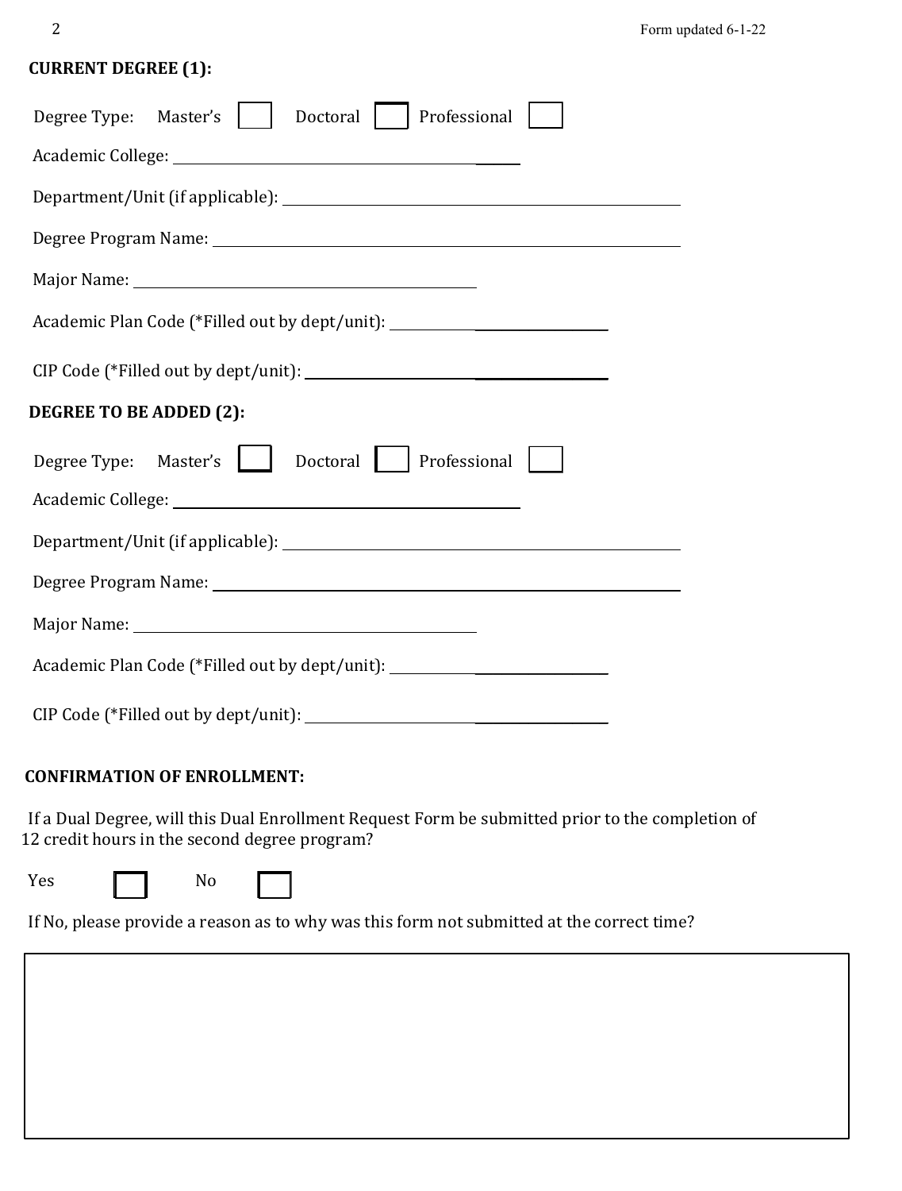**CURRENT DEGREE (1):**

Degree Type: Master's ☐ Doctoral ☐ Professional ☐

Academic College: ______________________________

Department/Unit (if applicable): ______________________________

Degree Program Name: ______________________________

Major Name: ______________________________

Academic Plan Code (*Filled out by dept/unit): ______________________________

CIP Code (*Filled out by dept/unit): ______________________________

**DEGREE TO BE ADDED (2):**

Degree Type: Master's ☐ Doctoral ☐ Professional ☐

Academic College: ______________________________

Department/Unit (if applicable): ______________________________

Degree Program Name: ______________________________

Major Name: ______________________________

Academic Plan Code (*Filled out by dept/unit): ______________________________

CIP Code (*Filled out by dept/unit): ______________________________

**CONFIRMATION OF ENROLLMENT:**

If a Dual Degree, will this Dual Enrollment Request Form be submitted prior to the completion of 12 credit hours in the second degree program?

Yes ☐ No ☐

If No, please provide a reason as to why was this form not submitted at the correct time?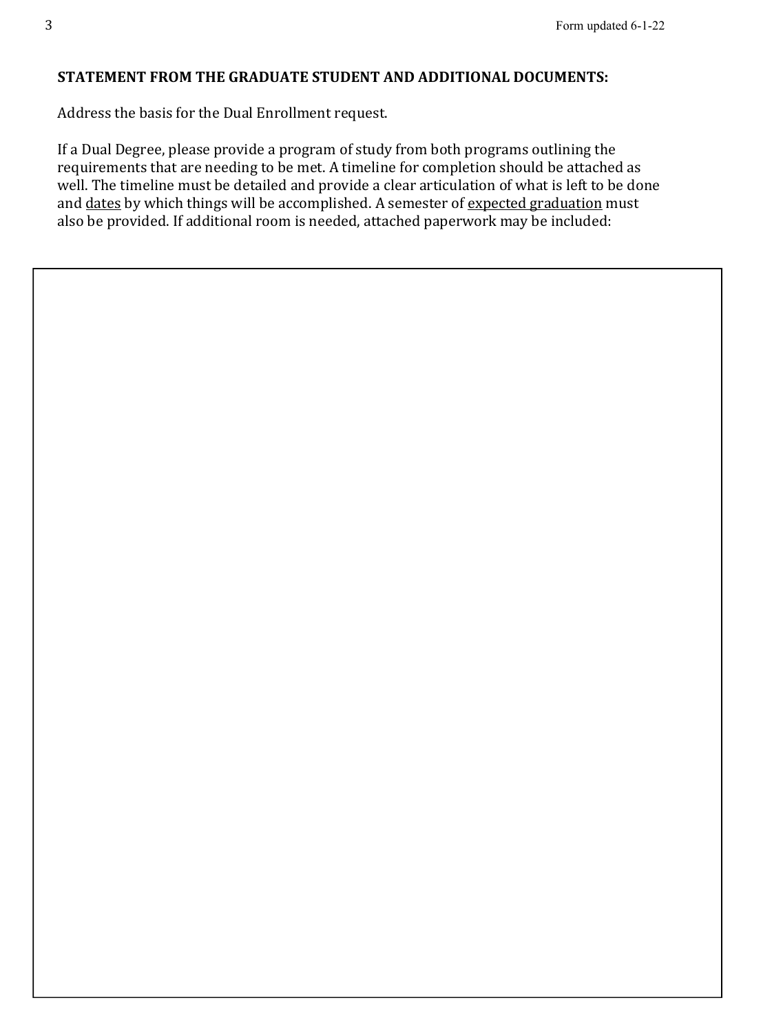**STATEMENT FROM THE GRADUATE STUDENT AND ADDITIONAL DOCUMENTS:**

Address the basis for the Dual Enrollment request.

If a Dual Degree, please provide a program of study from both programs outlining the requirements that are needing to be met. A timeline for completion should be attached as well. The timeline must be detailed and provide a clear articulation of what is left to be done and <u>dates</u> by which things will be accomplished. A semester of <u>expected graduation</u> must also be provided. If additional room is needed, attached paperwork may be included: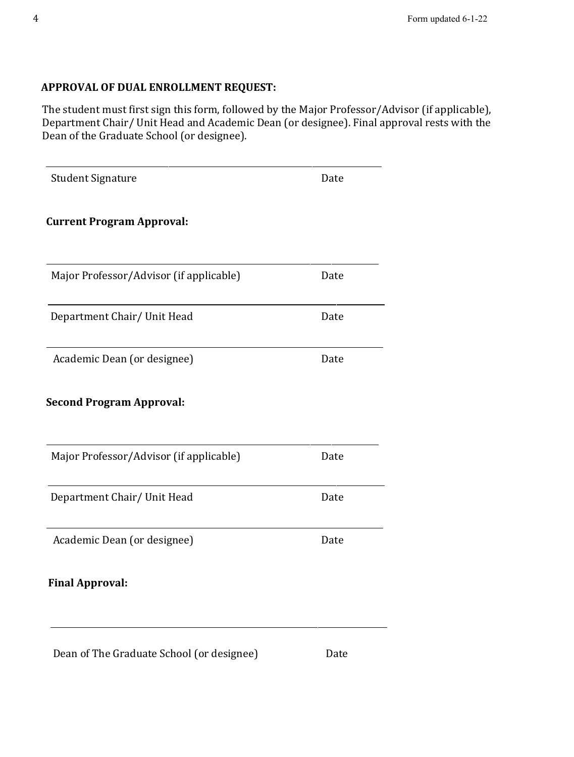**APPROVAL OF DUAL ENROLLMENT REQUEST:**

The student must first sign this form, followed by the Major Professor/Advisor (if applicable), Department Chair/ Unit Head and Academic Dean (or designee). Final approval rests with the Dean of the Graduate School (or designee).

______________________________________________ __________

Student Signature Date

**Current Program Approval:**

______________________________________________ __________

Major Professor/Advisor (if applicable) Date

______________________________________________ __________

Department Chair/ Unit Head Date

______________________________________________ __________

Academic Dean (or designee) Date

**Second Program Approval:**

______________________________________________ __________

Major Professor/Advisor (if applicable) Date

______________________________________________ __________

Department Chair/ Unit Head Date

______________________________________________ __________

Academic Dean (or designee) Date

**Final Approval:**

______________________________________________ __________

Dean of The Graduate School (or designee) Date